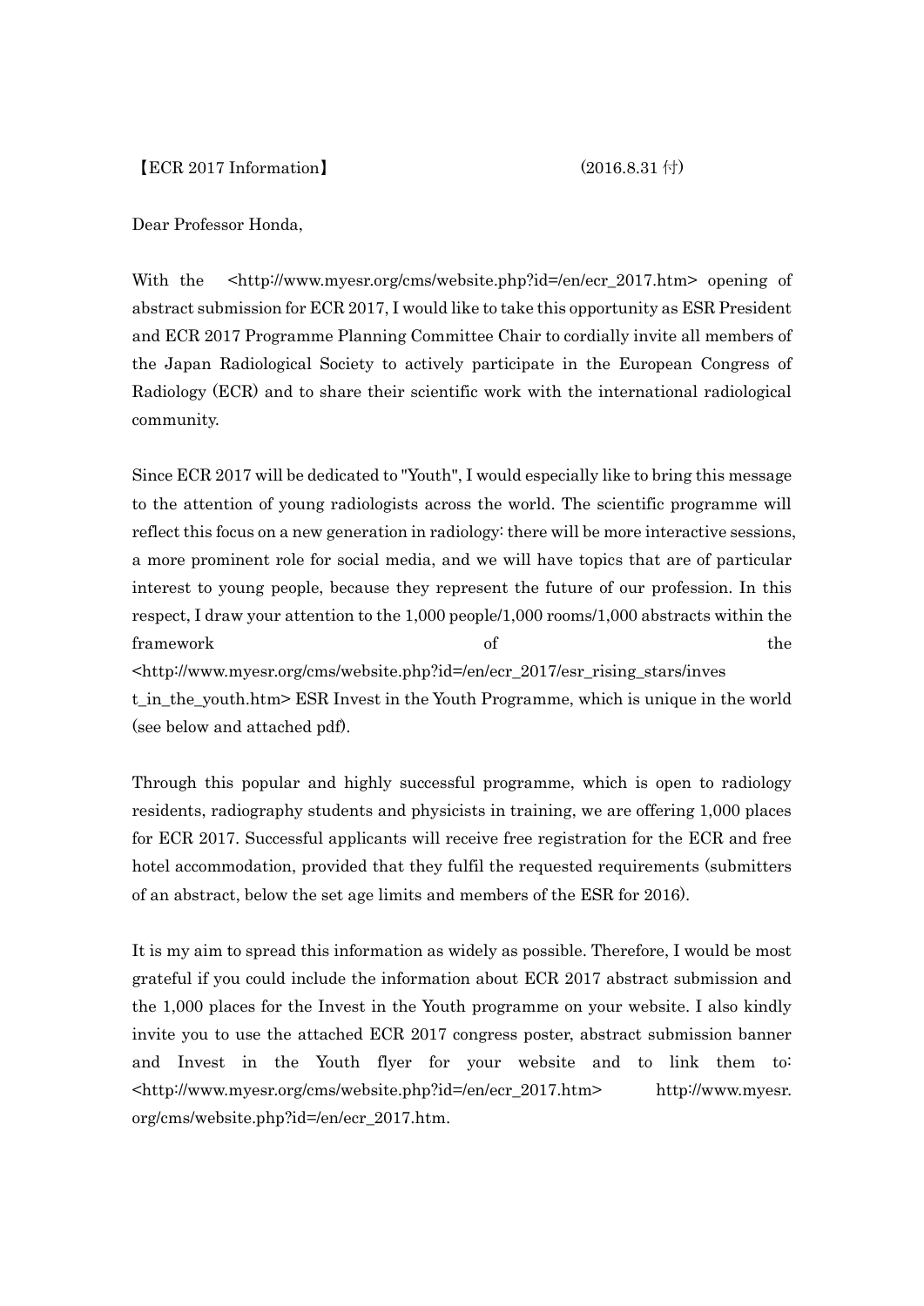【ECR 2017 Information】 (2016.8.31 付)

Dear Professor Honda,

With the <http://www.myesr.org/cms/website.php?id=/en/ecr_2017.htm> opening of abstract submission for ECR 2017, I would like to take this opportunity as ESR President and ECR 2017 Programme Planning Committee Chair to cordially invite all members of the Japan Radiological Society to actively participate in the European Congress of Radiology (ECR) and to share their scientific work with the international radiological community.

Since ECR 2017 will be dedicated to "Youth", I would especially like to bring this message to the attention of young radiologists across the world. The scientific programme will reflect this focus on a new generation in radiology: there will be more interactive sessions, a more prominent role for social media, and we will have topics that are of particular interest to young people, because they represent the future of our profession. In this respect, I draw your attention to the 1,000 people/1,000 rooms/1,000 abstracts within the framework of the <http://www.myesr.org/cms/website.php?id=/en/ecr_2017/esr_rising_stars/invest_in_the_youth.htm> ESR Invest in the Youth Programme, which is unique in the world (see below and attached pdf).

Through this popular and highly successful programme, which is open to radiology residents, radiography students and physicists in training, we are offering 1,000 places for ECR 2017. Successful applicants will receive free registration for the ECR and free hotel accommodation, provided that they fulfil the requested requirements (submitters of an abstract, below the set age limits and members of the ESR for 2016).

It is my aim to spread this information as widely as possible. Therefore, I would be most grateful if you could include the information about ECR 2017 abstract submission and the 1,000 places for the Invest in the Youth programme on your website. I also kindly invite you to use the attached ECR 2017 congress poster, abstract submission banner and Invest in the Youth flyer for your website and to link them to: <http://www.myesr.org/cms/website.php?id=/en/ecr_2017.htm> http://www.myesr.org/cms/website.php?id=/en/ecr_2017.htm.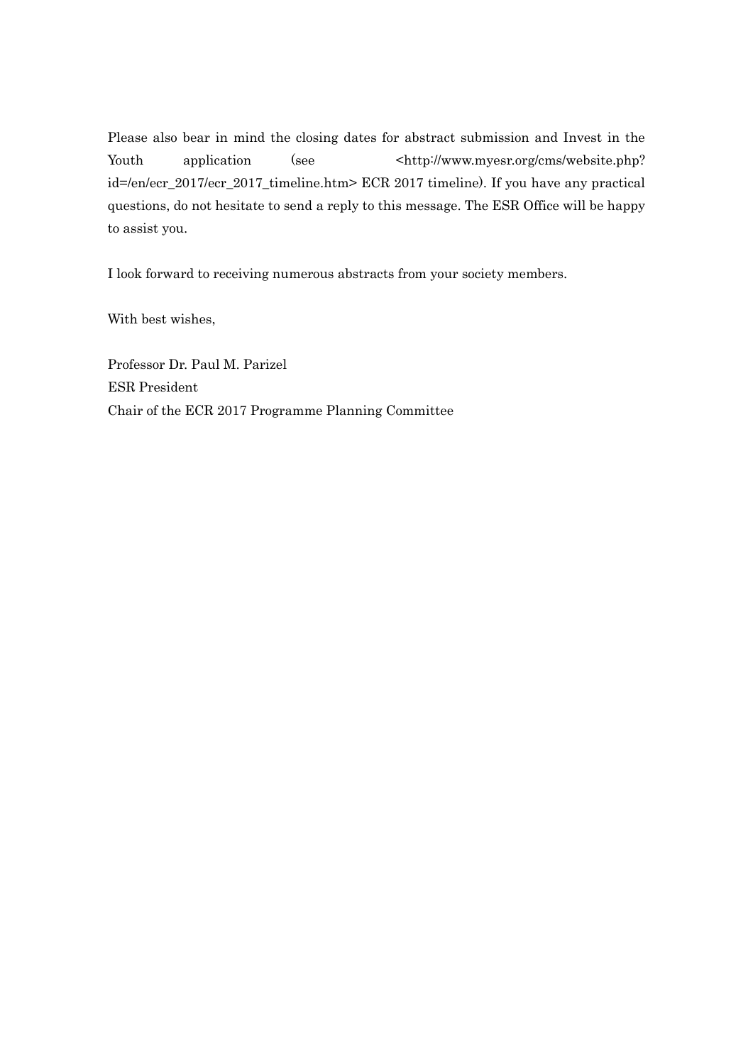Please also bear in mind the closing dates for abstract submission and Invest in the Youth application (see <http://www.myesr.org/cms/website.php?id=/en/ecr_2017/ecr_2017_timeline.htm> ECR 2017 timeline). If you have any practical questions, do not hesitate to send a reply to this message. The ESR Office will be happy to assist you.

I look forward to receiving numerous abstracts from your society members.

With best wishes,

Professor Dr. Paul M. Parizel
ESR President
Chair of the ECR 2017 Programme Planning Committee